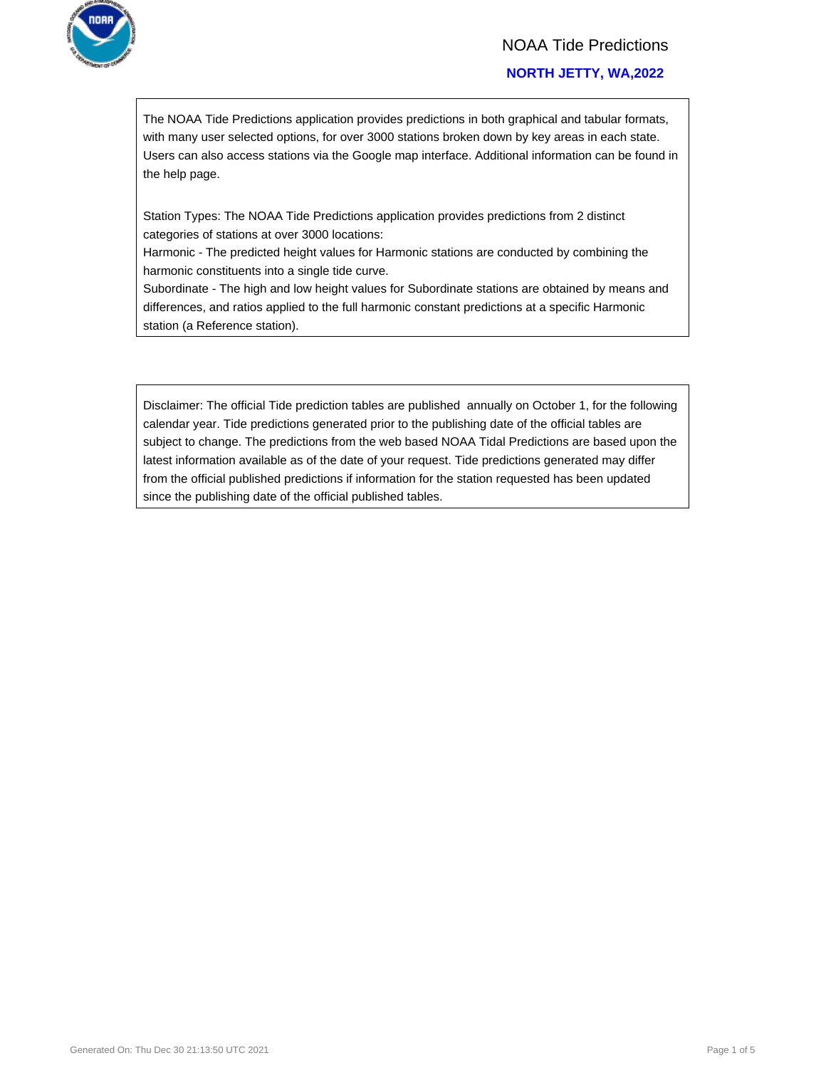# NOAA Tide Predictions

## NORTH JETTY, WA,2022

The NOAA Tide Predictions application provides predictions in both graphical and tabular formats, with many user selected options, for over 3000 stations broken down by key areas in each state. Users can also access stations via the Google map interface. Additional information can be found in the help page.

Station Types: The NOAA Tide Predictions application provides predictions from 2 distinct categories of stations at over 3000 locations:
Harmonic - The predicted height values for Harmonic stations are conducted by combining the harmonic constituents into a single tide curve.
Subordinate - The high and low height values for Subordinate stations are obtained by means and differences, and ratios applied to the full harmonic constant predictions at a specific Harmonic station (a Reference station).

Disclaimer: The official Tide prediction tables are published annually on October 1, for the following calendar year. Tide predictions generated prior to the publishing date of the official tables are subject to change. The predictions from the web based NOAA Tidal Predictions are based upon the latest information available as of the date of your request. Tide predictions generated may differ from the official published predictions if information for the station requested has been updated since the publishing date of the official published tables.

Generated On: Thu Dec 30 21:13:50 UTC 2021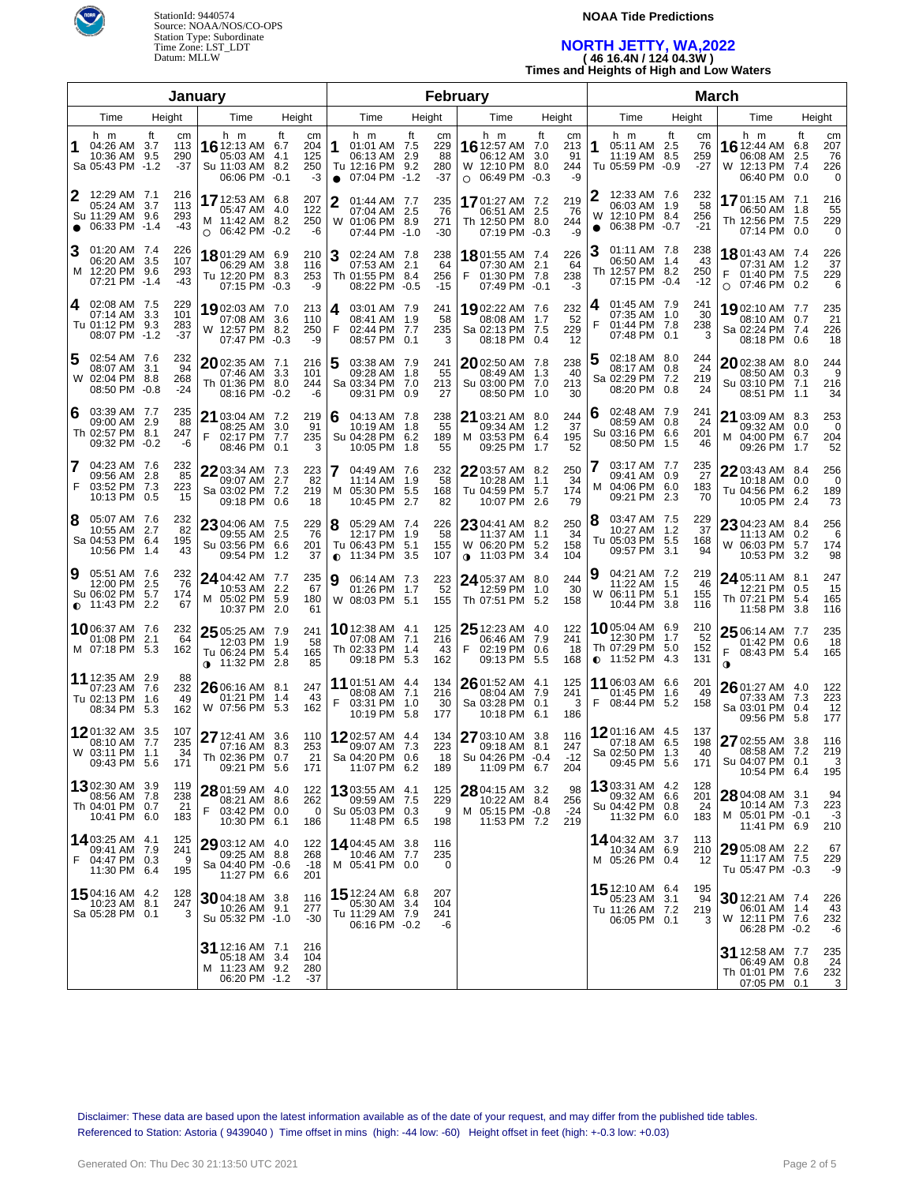StationId: 9440574
Source: NOAA/NOS/CO-OPS
Station Type: Subordinate
Time Zone: LST_LDT
Datum: MLLW

**NOAA Tide Predictions**

## NORTH JETTY, WA,2022

**( 46 16.4N / 124 04.3W )**

**Times and Heights of High and Low Waters**

### January

| Day | Time | ft | cm | Day | Time | ft | cm |
|---|---|---|---|---|---|---|---|
| 1 Sa | 04:26 AM | 3.7 | 113 | 16 Su | 12:13 AM | 6.7 | 204 |
| | 10:36 AM | 9.5 | 290 | | 05:03 AM | 4.1 | 125 |
| | 05:43 PM | -1.2 | -37 | | 11:03 AM | 8.2 | 250 |
| | | | | | 06:06 PM | -0.1 | -3 |
| 2 Su ● | 12:29 AM | 7.1 | 216 | 17 M ○ | 12:53 AM | 6.8 | 207 |
| | 05:24 AM | 3.7 | 113 | | 05:47 AM | 4.0 | 122 |
| | 11:29 AM | 9.6 | 293 | | 11:42 AM | 8.2 | 250 |
| | 06:33 PM | -1.4 | -43 | | 06:42 PM | -0.2 | -6 |
| 3 M | 01:20 AM | 7.4 | 226 | 18 Tu | 01:29 AM | 6.9 | 210 |
| | 06:20 AM | 3.5 | 107 | | 06:29 AM | 3.8 | 116 |
| | 12:20 PM | 9.6 | 293 | | 12:20 PM | 8.3 | 253 |
| | 07:21 PM | -1.4 | -43 | | 07:15 PM | -0.3 | -9 |
| 4 Tu | 02:08 AM | 7.5 | 229 | 19 W | 02:03 AM | 7.0 | 213 |
| | 07:14 AM | 3.3 | 101 | | 07:08 AM | 3.6 | 110 |
| | 01:12 PM | 9.3 | 283 | | 12:57 PM | 8.2 | 250 |
| | 08:07 PM | -1.2 | -37 | | 07:47 PM | -0.3 | -9 |
| 5 W | 02:54 AM | 7.6 | 232 | 20 Th | 02:35 AM | 7.1 | 216 |
| | 08:07 AM | 3.1 | 94 | | 07:46 AM | 3.3 | 101 |
| | 02:04 PM | 8.8 | 268 | | 01:36 PM | 8.0 | 244 |
| | 08:50 PM | -0.8 | -24 | | 08:16 PM | -0.2 | -6 |
| 6 Th | 03:39 AM | 7.7 | 235 | 21 F | 03:04 AM | 7.2 | 219 |
| | 09:00 AM | 2.9 | 88 | | 08:25 AM | 3.0 | 91 |
| | 02:57 PM | 8.1 | 247 | | 02:17 PM | 7.7 | 235 |
| | 09:32 PM | -0.2 | -6 | | 08:46 PM | 0.1 | 3 |
| 7 F | 04:23 AM | 7.6 | 232 | 22 Sa | 03:34 AM | 7.3 | 223 |
| | 09:56 AM | 2.8 | 85 | | 09:07 AM | 2.7 | 82 |
| | 03:52 PM | 7.3 | 223 | | 03:02 PM | 7.2 | 219 |
| | 10:13 PM | 0.5 | 15 | | 09:18 PM | 0.6 | 18 |
| 8 Sa | 05:07 AM | 7.6 | 232 | 23 Su | 04:06 AM | 7.5 | 229 |
| | 10:55 AM | 2.7 | 82 | | 09:55 AM | 2.5 | 76 |
| | 04:53 PM | 6.4 | 195 | | 03:56 PM | 6.6 | 201 |
| | 10:56 PM | 1.4 | 43 | | 09:54 PM | 1.2 | 37 |
| 9 Su ◐ | 05:51 AM | 7.6 | 232 | 24 M | 04:42 AM | 7.7 | 235 |
| | 12:00 PM | 2.5 | 76 | | 10:53 AM | 2.2 | 67 |
| | 06:02 PM | 5.7 | 174 | | 05:02 PM | 5.9 | 180 |
| | 11:43 PM | 2.2 | 67 | | 10:37 PM | 2.0 | 61 |
| 10 M | 06:37 AM | 7.6 | 232 | 25 Tu ◑ | 05:25 AM | 7.9 | 241 |
| | 01:08 PM | 2.1 | 64 | | 12:03 PM | 1.9 | 58 |
| | 07:18 PM | 5.3 | 162 | | 06:24 PM | 5.4 | 165 |
| | | | | | 11:32 PM | 2.8 | 85 |
| 11 Tu | 12:35 AM | 2.9 | 88 | 26 W | 06:16 AM | 8.1 | 247 |
| | 07:23 AM | 7.6 | 232 | | 01:21 PM | 1.4 | 43 |
| | 02:13 PM | 1.6 | 49 | | 07:56 PM | 5.3 | 162 |
| | 08:34 PM | 5.3 | 162 | | | | |
| 12 W | 01:32 AM | 3.5 | 107 | 27 Th | 12:41 AM | 3.6 | 110 |
| | 08:10 AM | 7.7 | 235 | | 07:16 AM | 8.3 | 253 |
| | 03:11 PM | 1.1 | 34 | | 02:36 PM | 0.7 | 21 |
| | 09:43 PM | 5.6 | 171 | | 09:21 PM | 5.6 | 171 |
| 13 Th | 02:30 AM | 3.9 | 119 | 28 F | 01:59 AM | 4.0 | 122 |
| | 08:56 AM | 7.8 | 238 | | 08:21 AM | 8.6 | 262 |
| | 04:01 PM | 0.7 | 21 | | 03:42 PM | 0.0 | 0 |
| | 10:41 PM | 6.0 | 183 | | 10:30 PM | 6.1 | 186 |
| 14 F | 03:25 AM | 4.1 | 125 | 29 Sa | 03:12 AM | 4.0 | 122 |
| | 09:41 AM | 7.9 | 241 | | 09:25 AM | 8.8 | 268 |
| | 04:47 PM | 0.3 | 9 | | 04:40 PM | -0.6 | -18 |
| | 11:30 PM | 6.4 | 195 | | 11:27 PM | 6.6 | 201 |
| 15 Sa | 04:16 AM | 4.2 | 128 | 30 Su | 04:18 AM | 3.8 | 116 |
| | 10:23 AM | 8.1 | 247 | | 10:26 AM | 9.1 | 277 |
| | 05:28 PM | 0.1 | 3 | | 05:32 PM | -1.0 | -30 |
| | | | | 31 M | 12:16 AM | 7.1 | 216 |
| | | | | | 05:18 AM | 3.4 | 104 |
| | | | | | 11:23 AM | 9.2 | 280 |
| | | | | | 06:20 PM | -1.2 | -37 |

### February

| Day | Time | ft | cm | Day | Time | ft | cm |
|---|---|---|---|---|---|---|---|
| 1 Tu ● | 01:01 AM | 7.5 | 229 | 16 W ○ | 12:57 AM | 7.0 | 213 |
| | 06:13 AM | 2.9 | 88 | | 06:12 AM | 3.0 | 91 |
| | 12:16 PM | 9.2 | 280 | | 12:10 PM | 8.0 | 244 |
| | 07:04 PM | -1.2 | -37 | | 06:49 PM | -0.3 | -9 |
| 2 W | 01:44 AM | 7.7 | 235 | 17 Th | 01:27 AM | 7.2 | 219 |
| | 07:04 AM | 2.5 | 76 | | 06:51 AM | 2.5 | 76 |
| | 01:06 PM | 8.9 | 271 | | 12:50 PM | 8.0 | 244 |
| | 07:44 PM | -1.0 | -30 | | 07:19 PM | -0.3 | -9 |
| 3 Th | 02:24 AM | 7.8 | 238 | 18 F | 01:55 AM | 7.4 | 226 |
| | 07:53 AM | 2.1 | 64 | | 07:30 AM | 2.1 | 64 |
| | 01:55 PM | 8.4 | 256 | | 01:30 PM | 7.8 | 238 |
| | 08:22 PM | -0.5 | -15 | | 07:49 PM | -0.1 | -3 |
| 4 F | 03:01 AM | 7.9 | 241 | 19 Sa | 02:22 AM | 7.6 | 232 |
| | 08:41 AM | 1.9 | 58 | | 08:08 AM | 1.7 | 52 |
| | 02:44 PM | 7.7 | 235 | | 02:13 PM | 7.5 | 229 |
| | 08:57 PM | 0.1 | 3 | | 08:18 PM | 0.4 | 12 |
| 5 Sa | 03:38 AM | 7.9 | 241 | 20 Su | 02:50 AM | 7.8 | 238 |
| | 09:28 AM | 1.8 | 55 | | 08:49 AM | 1.3 | 40 |
| | 03:34 PM | 7.0 | 213 | | 03:00 PM | 7.0 | 213 |
| | 09:31 PM | 0.9 | 27 | | 08:50 PM | 1.0 | 30 |
| 6 Su | 04:13 AM | 7.8 | 238 | 21 M | 03:21 AM | 8.0 | 244 |
| | 10:19 AM | 1.8 | 55 | | 09:34 AM | 1.2 | 37 |
| | 04:28 PM | 6.2 | 189 | | 03:53 PM | 6.4 | 195 |
| | 10:05 PM | 1.8 | 55 | | 09:25 PM | 1.7 | 52 |
| 7 M | 04:49 AM | 7.6 | 232 | 22 Tu | 03:57 AM | 8.2 | 250 |
| | 11:14 AM | 1.9 | 58 | | 10:28 AM | 1.1 | 34 |
| | 05:30 PM | 5.5 | 168 | | 04:59 PM | 5.7 | 174 |
| | 10:45 PM | 2.7 | 82 | | 10:07 PM | 2.6 | 79 |
| 8 Tu ◐ | 05:29 AM | 7.4 | 226 | 23 W ◑ | 04:41 AM | 8.2 | 250 |
| | 12:17 PM | 1.9 | 58 | | 11:37 AM | 1.1 | 34 |
| | 06:43 PM | 5.1 | 155 | | 06:20 PM | 5.2 | 158 |
| | 11:34 PM | 3.5 | 107 | | 11:03 PM | 3.4 | 104 |
| 9 W | 06:14 AM | 7.3 | 223 | 24 Th | 05:37 AM | 8.0 | 244 |
| | 01:26 PM | 1.7 | 52 | | 12:59 PM | 1.0 | 30 |
| | 08:03 PM | 5.1 | 155 | | 07:51 PM | 5.2 | 158 |
| 10 Th | 12:38 AM | 4.1 | 125 | 25 F | 12:23 AM | 4.0 | 122 |
| | 07:08 AM | 7.1 | 216 | | 06:46 AM | 7.9 | 241 |
| | 02:33 PM | 1.4 | 43 | | 02:19 PM | 0.6 | 18 |
| | 09:18 PM | 5.3 | 162 | | 09:13 PM | 5.5 | 168 |
| 11 F | 01:51 AM | 4.4 | 134 | 26 Sa | 01:52 AM | 4.1 | 125 |
| | 08:08 AM | 7.1 | 216 | | 08:04 AM | 7.9 | 241 |
| | 03:31 PM | 1.0 | 30 | | 03:28 PM | 0.1 | 3 |
| | 10:19 PM | 5.8 | 177 | | 10:18 PM | 6.1 | 186 |
| 12 Sa | 02:57 AM | 4.4 | 134 | 27 Su | 03:10 AM | 3.8 | 116 |
| | 09:07 AM | 7.3 | 223 | | 09:18 AM | 8.1 | 247 |
| | 04:20 PM | 0.6 | 18 | | 04:26 PM | -0.4 | -12 |
| | 11:07 PM | 6.2 | 189 | | 11:09 PM | 6.7 | 204 |
| 13 Su | 03:55 AM | 4.1 | 125 | 28 M | 04:15 AM | 3.2 | 98 |
| | 09:59 AM | 7.5 | 229 | | 10:22 AM | 8.4 | 256 |
| | 05:03 PM | 0.3 | 9 | | 05:15 PM | -0.8 | -24 |
| | 11:48 PM | 6.5 | 198 | | 11:53 PM | 7.2 | 219 |
| 14 M | 04:45 AM | 3.8 | 116 | | | | |
| | 10:46 AM | 7.7 | 235 | | | | |
| | 05:41 PM | 0.0 | 0 | | | | |
| 15 Tu | 12:24 AM | 6.8 | 207 | | | | |
| | 05:30 AM | 3.4 | 104 | | | | |
| | 11:29 AM | 7.9 | 241 | | | | |
| | 06:16 PM | -0.2 | -6 | | | | |

### March

| Day | Time | ft | cm | Day | Time | ft | cm |
|---|---|---|---|---|---|---|---|
| 1 Tu | 05:11 AM | 2.5 | 76 | 16 W | 12:44 AM | 6.8 | 207 |
| | 11:19 AM | 8.5 | 259 | | 06:08 AM | 2.5 | 76 |
| | 05:59 PM | -0.9 | -27 | | 12:13 PM | 7.4 | 226 |
| | | | | | 06:40 PM | 0.0 | 0 |
| 2 W ● | 12:33 AM | 7.6 | 232 | 17 Th | 01:15 AM | 7.1 | 216 |
| | 06:03 AM | 1.9 | 58 | | 06:50 AM | 1.8 | 55 |
| | 12:10 PM | 8.4 | 256 | | 12:56 PM | 7.5 | 229 |
| | 06:38 PM | -0.7 | -21 | | 07:14 PM | 0.0 | 0 |
| 3 Th | 01:11 AM | 7.8 | 238 | 18 F ○ | 01:43 AM | 7.4 | 226 |
| | 06:50 AM | 1.4 | 43 | | 07:31 AM | 1.2 | 37 |
| | 12:57 PM | 8.2 | 250 | | 01:40 PM | 7.5 | 229 |
| | 07:15 PM | -0.4 | -12 | | 07:46 PM | 0.2 | 6 |
| 4 F | 01:45 AM | 7.9 | 241 | 19 Sa | 02:10 AM | 7.7 | 235 |
| | 07:35 AM | 1.0 | 30 | | 08:10 AM | 0.7 | 21 |
| | 01:44 PM | 7.8 | 238 | | 02:24 PM | 7.4 | 226 |
| | 07:48 PM | 0.1 | 3 | | 08:18 PM | 0.6 | 18 |
| 5 Sa | 02:18 AM | 8.0 | 244 | 20 Su | 02:38 AM | 8.0 | 244 |
| | 08:17 AM | 0.8 | 24 | | 08:50 AM | 0.3 | 9 |
| | 02:29 PM | 7.2 | 219 | | 03:10 PM | 7.1 | 216 |
| | 08:20 PM | 0.8 | 24 | | 08:51 PM | 1.1 | 34 |
| 6 Su | 02:48 AM | 7.9 | 241 | 21 M | 03:09 AM | 8.3 | 253 |
| | 08:59 AM | 0.8 | 24 | | 09:32 AM | 0.0 | 0 |
| | 03:16 PM | 6.6 | 201 | | 04:00 PM | 6.7 | 204 |
| | 08:50 PM | 1.5 | 46 | | 09:26 PM | 1.7 | 52 |
| 7 M | 03:17 AM | 7.7 | 235 | 22 Tu | 03:43 AM | 8.4 | 256 |
| | 09:41 AM | 0.9 | 27 | | 10:18 AM | 0.0 | 0 |
| | 04:06 PM | 6.0 | 183 | | 04:56 PM | 6.2 | 189 |
| | 09:21 PM | 2.3 | 70 | | 10:05 PM | 2.4 | 73 |
| 8 Tu | 03:47 AM | 7.5 | 229 | 23 W | 04:23 AM | 8.4 | 256 |
| | 10:27 AM | 1.2 | 37 | | 11:13 AM | 0.2 | 6 |
| | 05:03 PM | 5.5 | 168 | | 06:03 PM | 5.7 | 174 |
| | 09:57 PM | 3.1 | 94 | | 10:53 PM | 3.2 | 98 |
| 9 W | 04:21 AM | 7.2 | 219 | 24 Th | 05:11 AM | 8.1 | 247 |
| | 11:22 AM | 1.5 | 46 | | 12:21 PM | 0.5 | 15 |
| | 06:11 PM | 5.1 | 155 | | 07:21 PM | 5.4 | 165 |
| | 10:44 PM | 3.8 | 116 | | 11:58 PM | 3.8 | 116 |
| 10 Th ◐ | 05:04 AM | 6.9 | 210 | 25 F ◑ | 06:14 AM | 7.7 | 235 |
| | 12:30 PM | 1.7 | 52 | | 01:42 PM | 0.6 | 18 |
| | 07:29 PM | 5.0 | 152 | | 08:43 PM | 5.4 | 165 |
| | 11:52 PM | 4.3 | 131 | | | | |
| 11 F | 06:03 AM | 6.6 | 201 | 26 Sa | 01:27 AM | 4.0 | 122 |
| | 01:45 PM | 1.6 | 49 | | 07:33 AM | 7.3 | 223 |
| | 08:44 PM | 5.2 | 158 | | 03:01 PM | 0.4 | 12 |
| | | | | | 09:56 PM | 5.8 | 177 |
| 12 Sa | 01:16 AM | 4.5 | 137 | 27 Su | 02:55 AM | 3.8 | 116 |
| | 07:18 AM | 6.5 | 198 | | 08:58 AM | 7.2 | 219 |
| | 02:50 PM | 1.3 | 40 | | 04:07 PM | 0.1 | 3 |
| | 09:45 PM | 5.6 | 171 | | 10:54 PM | 6.4 | 195 |
| 13 Su | 03:31 AM | 4.2 | 128 | 28 M | 04:08 AM | 3.1 | 94 |
| | 09:32 AM | 6.6 | 201 | | 10:14 AM | 7.3 | 223 |
| | 04:42 PM | 0.8 | 24 | | 05:01 PM | -0.1 | -3 |
| | 11:32 PM | 6.0 | 183 | | 11:41 PM | 6.9 | 210 |
| 14 M | 04:32 AM | 3.7 | 113 | 29 Tu | 05:08 AM | 2.2 | 67 |
| | 10:34 AM | 6.9 | 210 | | 11:17 AM | 7.5 | 229 |
| | 05:26 PM | 0.4 | 12 | | 05:47 PM | -0.3 | -9 |
| 15 Tu | 12:10 AM | 6.4 | 195 | 30 W | 12:21 AM | 7.4 | 226 |
| | 05:23 AM | 3.1 | 94 | | 06:01 AM | 1.4 | 43 |
| | 11:26 AM | 7.2 | 219 | | 12:11 PM | 7.6 | 232 |
| | 06:05 PM | 0.1 | 3 | | 06:28 PM | -0.2 | -6 |
| | | | | 31 Th | 12:58 AM | 7.7 | 235 |
| | | | | | 06:49 AM | 0.8 | 24 |
| | | | | | 01:01 PM | 7.6 | 232 |
| | | | | | 07:05 PM | 0.1 | 3 |

Disclaimer: These data are based upon the latest information available as of the date of your request, and may differ from the published tide tables.
Referenced to Station: Astoria ( 9439040 ) Time offset in mins (high: -44 low: -60) Height offset in feet (high: +-0.3 low: +0.03)

Generated On: Thu Dec 30 21:13:50 UTC 2021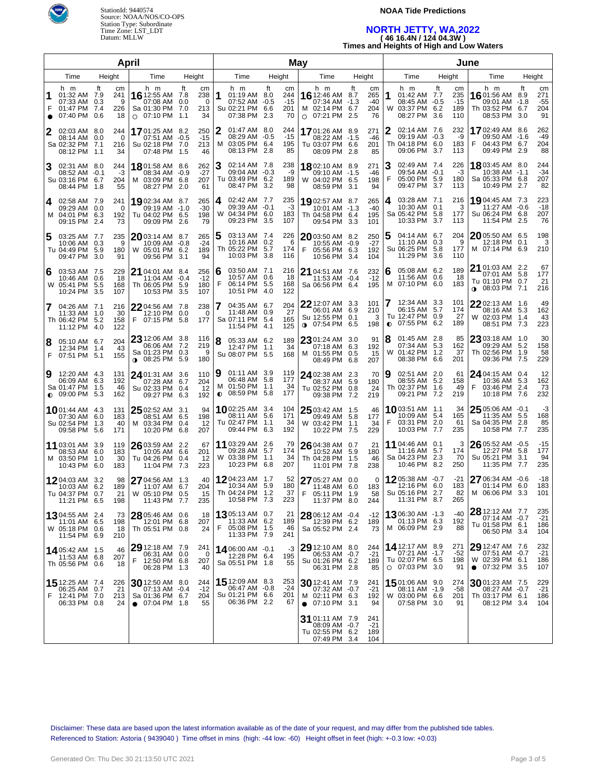StationId: 9440574
Source: NOAA/NOS/CO-OPS
Station Type: Subordinate
Time Zone: LST_LDT
Datum: MLLW

**NOAA Tide Predictions**

# NORTH JETTY, WA,2022

**( 46 16.4N / 124 04.3W )**

**Times and Heights of High and Low Waters**

## April

| Day | Time | ft | cm | Day | Time | ft | cm |
|---|---|---|---|---|---|---|---|
| 1 F ● | 01:32 AM | 7.9 | 241 | 16 Sa ○ | 12:55 AM | 7.8 | 238 |
| | 07:33 AM | 0.3 | 9 | | 07:08 AM | 0.0 | 0 |
| | 01:47 PM | 7.4 | 226 | | 01:30 PM | 7.0 | 213 |
| | 07:40 PM | 0.6 | 18 | | 07:10 PM | 1.1 | 34 |
| 2 Sa | 02:03 AM | 8.0 | 244 | 17 Su | 01:25 AM | 8.2 | 250 |
| | 08:14 AM | 0.0 | 0 | | 07:51 AM | -0.5 | -15 |
| | 02:32 PM | 7.1 | 216 | | 02:18 PM | 7.0 | 213 |
| | 08:12 PM | 1.1 | 34 | | 07:48 PM | 1.5 | 46 |
| 3 Su | 02:31 AM | 8.0 | 244 | 18 M | 01:58 AM | 8.6 | 262 |
| | 08:52 AM | -0.1 | -3 | | 08:34 AM | -0.9 | -27 |
| | 03:16 PM | 6.7 | 204 | | 03:09 PM | 6.8 | 207 |
| | 08:44 PM | 1.8 | 55 | | 08:27 PM | 2.0 | 61 |
| 4 M | 02:58 AM | 7.9 | 241 | 19 Tu | 02:34 AM | 8.7 | 265 |
| | 09:29 AM | 0.0 | 0 | | 09:19 AM | -1.0 | -30 |
| | 04:01 PM | 6.3 | 192 | | 04:02 PM | 6.5 | 198 |
| | 09:15 PM | 2.4 | 73 | | 09:09 PM | 2.6 | 79 |
| 5 Tu | 03:25 AM | 7.7 | 235 | 20 W | 03:14 AM | 8.7 | 265 |
| | 10:06 AM | 0.3 | 9 | | 10:09 AM | -0.8 | -24 |
| | 04:49 PM | 5.9 | 180 | | 05:01 PM | 6.2 | 189 |
| | 09:47 PM | 3.0 | 91 | | 09:56 PM | 3.1 | 94 |
| 6 W | 03:53 AM | 7.5 | 229 | 21 Th | 04:01 AM | 8.4 | 256 |
| | 10:46 AM | 0.6 | 18 | | 11:04 AM | -0.4 | -12 |
| | 05:41 PM | 5.5 | 168 | | 06:05 PM | 5.9 | 180 |
| | 10:24 PM | 3.5 | 107 | | 10:53 PM | 3.5 | 107 |
| 7 Th | 04:26 AM | 7.1 | 216 | 22 F | 04:56 AM | 7.8 | 238 |
| | 11:33 AM | 1.0 | 30 | | 12:10 PM | 0.0 | 0 |
| | 06:42 PM | 5.2 | 158 | | 07:15 PM | 5.8 | 177 |
| | 11:12 PM | 4.0 | 122 | | | | |
| 8 F | 05:10 AM | 6.7 | 204 | 23 Sa ◑ | 12:06 AM | 3.8 | 116 |
| | 12:34 PM | 1.4 | 43 | | 06:06 AM | 7.2 | 219 |
| | 07:51 PM | 5.1 | 155 | | 01:23 PM | 0.3 | 9 |
| | | | | | 08:25 PM | 5.9 | 180 |
| 9 Sa ◐ | 12:20 AM | 4.3 | 131 | 24 Su | 01:31 AM | 3.6 | 110 |
| | 06:09 AM | 6.3 | 192 | | 07:28 AM | 6.7 | 204 |
| | 01:47 PM | 1.5 | 46 | | 02:33 PM | 0.4 | 12 |
| | 09:00 PM | 5.3 | 162 | | 09:27 PM | 6.3 | 192 |
| 10 Su | 01:44 AM | 4.3 | 131 | 25 M | 02:52 AM | 3.1 | 94 |
| | 07:30 AM | 6.0 | 183 | | 08:51 AM | 6.5 | 198 |
| | 02:54 PM | 1.3 | 40 | | 03:34 PM | 0.4 | 12 |
| | 09:58 PM | 5.6 | 171 | | 10:20 PM | 6.8 | 207 |
| 11 M | 03:01 AM | 3.9 | 119 | 26 Tu | 03:59 AM | 2.2 | 67 |
| | 08:53 AM | 6.0 | 183 | | 10:05 AM | 6.6 | 201 |
| | 03:50 PM | 1.0 | 30 | | 04:26 PM | 0.4 | 12 |
| | 10:43 PM | 6.0 | 183 | | 11:04 PM | 7.3 | 223 |
| 12 Tu | 04:03 AM | 3.2 | 98 | 27 W | 04:56 AM | 1.3 | 40 |
| | 10:03 AM | 6.2 | 189 | | 11:07 AM | 6.7 | 204 |
| | 04:37 PM | 0.7 | 21 | | 05:10 PM | 0.5 | 15 |
| | 11:21 PM | 6.5 | 198 | | 11:43 PM | 7.7 | 235 |
| 13 W | 04:55 AM | 2.4 | 73 | 28 Th | 05:46 AM | 0.6 | 18 |
| | 11:01 AM | 6.5 | 198 | | 12:01 PM | 6.8 | 207 |
| | 05:18 PM | 0.6 | 18 | | 05:51 PM | 0.8 | 24 |
| | 11:54 PM | 6.9 | 210 | | | | |
| 14 Th | 05:42 AM | 1.5 | 46 | 29 F | 12:18 AM | 7.9 | 241 |
| | 11:53 AM | 6.8 | 207 | | 06:31 AM | 0.0 | 0 |
| | 05:56 PM | 0.6 | 18 | | 12:50 PM | 6.8 | 207 |
| | | | | | 06:28 PM | 1.3 | 40 |
| 15 F | 12:25 AM | 7.4 | 226 | 30 Sa ● | 12:50 AM | 8.0 | 244 |
| | 06:25 AM | 0.7 | 21 | | 07:13 AM | -0.4 | -12 |
| | 12:41 PM | 7.0 | 213 | | 01:36 PM | 6.7 | 204 |
| | 06:33 PM | 0.8 | 24 | | 07:04 PM | 1.8 | 55 |

## May

| Day | Time | ft | cm | Day | Time | ft | cm |
|---|---|---|---|---|---|---|---|
| 1 Su | 01:19 AM | 8.0 | 244 | 16 M ○ | 12:46 AM | 8.7 | 265 |
| | 07:52 AM | -0.5 | -15 | | 07:34 AM | -1.3 | -40 |
| | 02:21 PM | 6.6 | 201 | | 02:14 PM | 6.7 | 204 |
| | 07:38 PM | 2.3 | 70 | | 07:21 PM | 2.5 | 76 |
| 2 M | 01:47 AM | 8.0 | 244 | 17 Tu | 01:26 AM | 8.9 | 271 |
| | 08:29 AM | -0.5 | -15 | | 08:22 AM | -1.5 | -46 |
| | 03:05 PM | 6.4 | 195 | | 03:07 PM | 6.6 | 201 |
| | 08:13 PM | 2.8 | 85 | | 08:09 PM | 2.8 | 85 |
| 3 Tu | 02:14 AM | 7.8 | 238 | 18 W | 02:10 AM | 8.9 | 271 |
| | 09:04 AM | -0.3 | -9 | | 09:10 AM | -1.5 | -46 |
| | 03:49 PM | 6.2 | 189 | | 04:02 PM | 6.5 | 198 |
| | 08:47 PM | 3.2 | 98 | | 08:59 PM | 3.1 | 94 |
| 4 W | 02:42 AM | 7.7 | 235 | 19 Th | 02:57 AM | 8.7 | 265 |
| | 09:39 AM | -0.1 | -3 | | 10:01 AM | -1.3 | -40 |
| | 04:34 PM | 6.0 | 183 | | 04:58 PM | 6.4 | 195 |
| | 09:23 PM | 3.5 | 107 | | 09:54 PM | 3.3 | 101 |
| 5 Th | 03:13 AM | 7.4 | 226 | 20 F | 03:50 AM | 8.2 | 250 |
| | 10:16 AM | 0.2 | 6 | | 10:55 AM | -0.9 | -27 |
| | 05:22 PM | 5.7 | 174 | | 05:56 PM | 6.3 | 192 |
| | 10:03 PM | 3.8 | 116 | | 10:56 PM | 3.4 | 104 |
| 6 F | 03:50 AM | 7.1 | 216 | 21 Sa | 04:51 AM | 7.6 | 232 |
| | 10:57 AM | 0.6 | 18 | | 11:53 AM | -0.4 | -12 |
| | 06:14 PM | 5.5 | 168 | | 06:56 PM | 6.4 | 195 |
| | 10:51 PM | 4.0 | 122 | | | | |
| 7 Sa | 04:35 AM | 6.7 | 204 | 22 Su ◑ | 12:07 AM | 3.3 | 101 |
| | 11:48 AM | 0.9 | 27 | | 06:01 AM | 6.9 | 210 |
| | 07:11 PM | 5.4 | 165 | | 12:55 PM | 0.1 | 3 |
| | 11:54 PM | 4.1 | 125 | | 07:54 PM | 6.5 | 198 |
| 8 Su | 05:33 AM | 6.2 | 189 | 23 M | 01:24 AM | 3.0 | 91 |
| | 12:47 PM | 1.1 | 34 | | 07:18 AM | 6.3 | 192 |
| | 08:07 PM | 5.5 | 168 | | 01:55 PM | 0.5 | 15 |
| | | | | | 08:49 PM | 6.8 | 207 |
| 9 M ◐ | 01:11 AM | 3.9 | 119 | 24 Tu | 02:38 AM | 2.3 | 70 |
| | 06:48 AM | 5.8 | 177 | | 08:37 AM | 5.9 | 180 |
| | 01:50 PM | 1.1 | 34 | | 02:52 PM | 0.8 | 24 |
| | 08:59 PM | 5.8 | 177 | | 09:38 PM | 7.2 | 219 |
| 10 Tu | 02:25 AM | 3.4 | 104 | 25 W | 03:42 AM | 1.5 | 46 |
| | 08:11 AM | 5.6 | 171 | | 09:49 AM | 5.8 | 177 |
| | 02:47 PM | 1.1 | 34 | | 03:42 PM | 1.1 | 34 |
| | 09:44 PM | 6.3 | 192 | | 10:22 PM | 7.5 | 229 |
| 11 W | 03:29 AM | 2.6 | 79 | 26 Th | 04:38 AM | 0.7 | 21 |
| | 09:28 AM | 5.7 | 174 | | 10:52 AM | 5.9 | 180 |
| | 03:38 PM | 1.1 | 34 | | 04:28 PM | 1.5 | 46 |
| | 10:23 PM | 6.8 | 207 | | 11:01 PM | 7.8 | 238 |
| 12 Th | 04:23 AM | 1.7 | 52 | 27 F | 05:27 AM | 0.0 | 0 |
| | 10:34 AM | 5.9 | 180 | | 11:48 AM | 6.0 | 183 |
| | 04:24 PM | 1.2 | 37 | | 05:11 PM | 1.9 | 58 |
| | 10:58 PM | 7.3 | 223 | | 11:37 PM | 8.0 | 244 |
| 13 F | 05:13 AM | 0.7 | 21 | 28 Sa | 06:12 AM | -0.4 | -12 |
| | 11:33 AM | 6.2 | 189 | | 12:39 PM | 6.2 | 189 |
| | 05:08 PM | 1.5 | 46 | | 05:52 PM | 2.4 | 73 |
| | 11:33 PM | 7.9 | 241 | | | | |
| 14 Sa | 06:00 AM | -0.1 | -3 | 29 Su | 12:10 AM | 8.0 | 244 |
| | 12:28 PM | 6.4 | 195 | | 06:53 AM | -0.7 | -21 |
| | 05:51 PM | 1.8 | 55 | | 01:26 PM | 6.2 | 189 |
| | | | | | 06:31 PM | 2.8 | 85 |
| 15 Su | 12:09 AM | 8.3 | 253 | 30 M ● | 12:41 AM | 7.9 | 241 |
| | 06:47 AM | -0.8 | -24 | | 07:32 AM | -0.7 | -21 |
| | 01:21 PM | 6.6 | 201 | | 02:11 PM | 6.3 | 192 |
| | 06:36 PM | 2.2 | 67 | | 07:10 PM | 3.1 | 94 |
| | | | | 31 Tu | 01:11 AM | 7.9 | 241 |
| | | | | | 08:09 AM | -0.7 | -21 |
| | | | | | 02:55 PM | 6.2 | 189 |
| | | | | | 07:49 PM | 3.4 | 104 |

## June

| Day | Time | ft | cm | Day | Time | ft | cm |
|---|---|---|---|---|---|---|---|
| 1 W | 01:42 AM | 7.7 | 235 | 16 Th | 01:56 AM | 8.9 | 271 |
| | 08:45 AM | -0.5 | -15 | | 09:01 AM | -1.8 | -55 |
| | 03:37 PM | 6.2 | 189 | | 03:52 PM | 6.7 | 204 |
| | 08:27 PM | 3.6 | 110 | | 08:53 PM | 3.0 | 91 |
| 2 Th | 02:14 AM | 7.6 | 232 | 17 F | 02:49 AM | 8.6 | 262 |
| | 09:19 AM | -0.3 | -9 | | 09:50 AM | -1.6 | -49 |
| | 04:18 PM | 6.0 | 183 | | 04:43 PM | 6.7 | 204 |
| | 09:06 PM | 3.7 | 113 | | 09:49 PM | 2.9 | 88 |
| 3 F | 02:49 AM | 7.4 | 226 | 18 Sa | 03:45 AM | 8.0 | 244 |
| | 09:54 AM | -0.1 | -3 | | 10:38 AM | -1.1 | -34 |
| | 05:00 PM | 5.9 | 180 | | 05:33 PM | 6.8 | 207 |
| | 09:47 PM | 3.7 | 113 | | 10:49 PM | 2.7 | 82 |
| 4 Sa | 03:28 AM | 7.1 | 216 | 19 Su | 04:45 AM | 7.3 | 223 |
| | 10:30 AM | 0.1 | 3 | | 11:27 AM | -0.6 | -18 |
| | 05:42 PM | 5.8 | 177 | | 06:24 PM | 6.8 | 207 |
| | 10:33 PM | 3.7 | 113 | | 11:54 PM | 2.5 | 76 |
| 5 Su | 04:14 AM | 6.7 | 204 | 20 M | 05:50 AM | 6.5 | 198 |
| | 11:10 AM | 0.3 | 9 | | 12:18 PM | 0.1 | 3 |
| | 06:25 PM | 5.8 | 177 | | 07:14 PM | 6.9 | 210 |
| | 11:29 PM | 3.6 | 110 | | | | |
| 6 M | 05:08 AM | 6.2 | 189 | 21 Tu ◑ | 01:03 AM | 2.2 | 67 |
| | 11:56 AM | 0.6 | 18 | | 07:01 AM | 5.8 | 177 |
| | 07:10 PM | 6.0 | 183 | | 01:10 PM | 0.7 | 21 |
| | | | | | 08:03 PM | 7.1 | 216 |
| 7 Tu ◐ | 12:34 AM | 3.3 | 101 | 22 W | 02:13 AM | 1.6 | 49 |
| | 06:15 AM | 5.7 | 174 | | 08:16 AM | 5.3 | 162 |
| | 12:47 PM | 0.9 | 27 | | 02:03 PM | 1.4 | 43 |
| | 07:55 PM | 6.2 | 189 | | 08:51 PM | 7.3 | 223 |
| 8 W | 01:45 AM | 2.8 | 85 | 23 Th | 03:18 AM | 1.0 | 30 |
| | 07:34 AM | 5.3 | 162 | | 09:29 AM | 5.2 | 158 |
| | 01:42 PM | 1.2 | 37 | | 02:56 PM | 1.9 | 58 |
| | 08:38 PM | 6.6 | 201 | | 09:36 PM | 7.5 | 229 |
| 9 Th | 02:51 AM | 2.0 | 61 | 24 F | 04:15 AM | 0.4 | 12 |
| | 08:55 AM | 5.2 | 158 | | 10:36 AM | 5.3 | 162 |
| | 02:37 PM | 1.6 | 49 | | 03:46 PM | 2.4 | 73 |
| | 09:21 PM | 7.2 | 219 | | 10:18 PM | 7.6 | 232 |
| 10 F | 03:51 AM | 1.1 | 34 | 25 Sa | 05:06 AM | -0.1 | -3 |
| | 10:09 AM | 5.4 | 165 | | 11:35 AM | 5.5 | 168 |
| | 03:31 PM | 2.0 | 61 | | 04:35 PM | 2.8 | 85 |
| | 10:03 PM | 7.7 | 235 | | 10:58 PM | 7.7 | 235 |
| 11 Sa | 04:46 AM | 0.1 | 3 | 26 Su | 05:52 AM | -0.5 | -15 |
| | 11:16 AM | 5.7 | 174 | | 12:27 PM | 5.8 | 177 |
| | 04:23 PM | 2.3 | 70 | | 05:21 PM | 3.1 | 94 |
| | 10:46 PM | 8.2 | 250 | | 11:35 PM | 7.7 | 235 |
| 12 Su | 05:38 AM | -0.7 | -21 | 27 M | 06:34 AM | -0.6 | -18 |
| | 12:16 PM | 6.0 | 183 | | 01:14 PM | 6.0 | 183 |
| | 05:16 PM | 2.7 | 82 | | 06:06 PM | 3.3 | 101 |
| | 11:31 PM | 8.7 | 265 | | | | |
| 13 M | 06:30 AM | -1.3 | -40 | 28 Tu | 12:12 AM | 7.7 | 235 |
| | 01:13 PM | 6.3 | 192 | | 07:14 AM | -0.7 | -21 |
| | 06:09 PM | 2.9 | 88 | | 01:58 PM | 6.1 | 186 |
| | | | | | 06:50 PM | 3.4 | 104 |
| 14 Tu ○ | 12:17 AM | 8.9 | 271 | 29 W ● | 12:47 AM | 7.6 | 232 |
| | 07:21 AM | -1.7 | -52 | | 07:51 AM | -0.7 | -21 |
| | 02:07 PM | 6.5 | 198 | | 02:39 PM | 6.1 | 186 |
| | 07:03 PM | 3.0 | 91 | | 07:32 PM | 3.5 | 107 |
| 15 W | 01:06 AM | 9.0 | 274 | 30 Th | 01:24 AM | 7.5 | 229 |
| | 08:11 AM | -1.9 | -58 | | 08:27 AM | -0.7 | -21 |
| | 03:00 PM | 6.6 | 201 | | 03:17 PM | 6.1 | 186 |
| | 07:58 PM | 3.0 | 91 | | 08:12 PM | 3.4 | 104 |

Disclaimer: These data are based upon the latest information available as of the date of your request, and may differ from the published tide tables.
Referenced to Station: Astoria ( 9439040 ) Time offset in mins (high: -44 low: -60) Height offset in feet (high: +-0.3 low: +0.03)

Generated On: Thu Dec 30 21:13:50 UTC 2021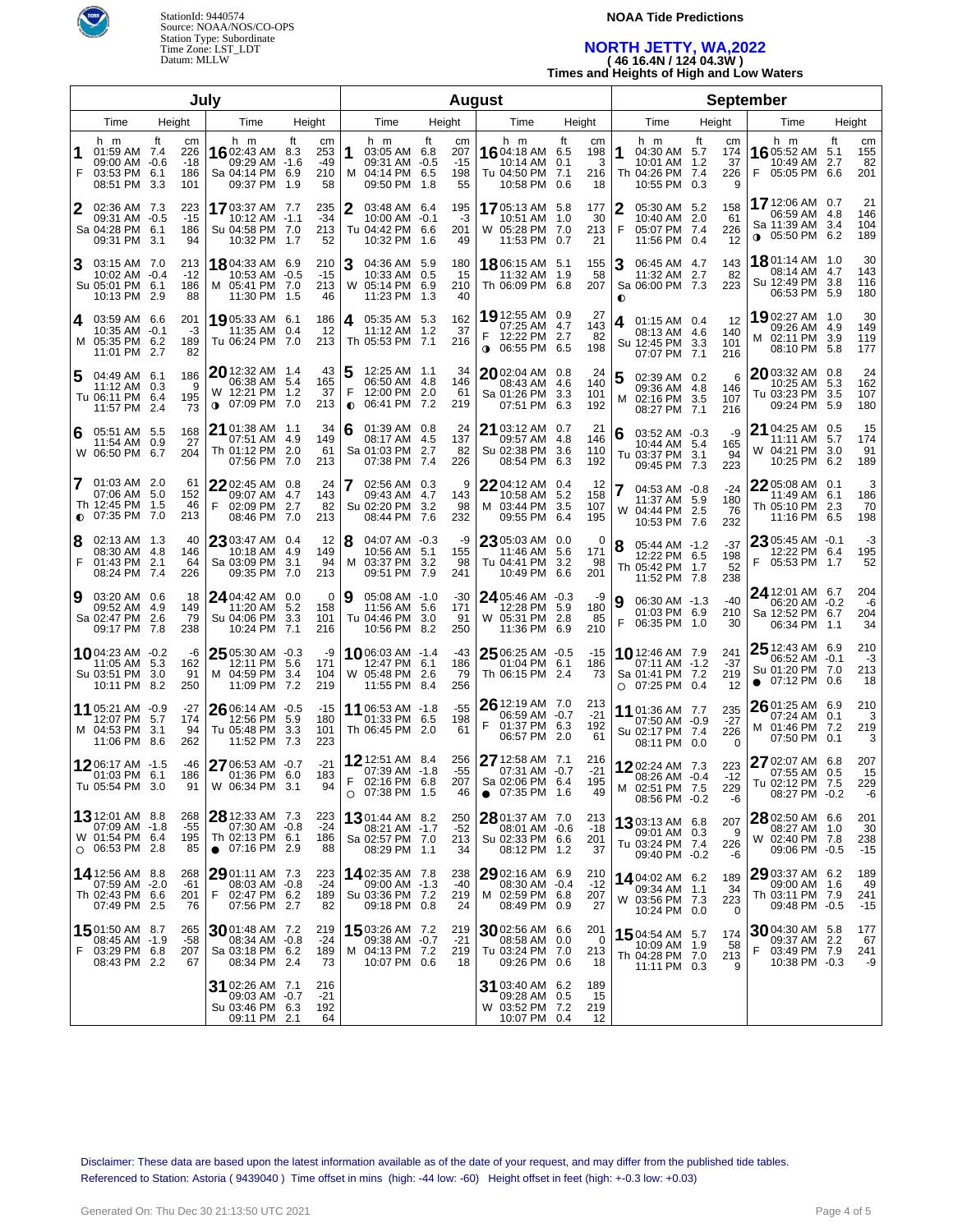StationId: 9440574
Source: NOAA/NOS/CO-OPS
Station Type: Subordinate
Time Zone: LST_LDT
Datum: MLLW

**NOAA Tide Predictions**

## NORTH JETTY, WA,2022

**( 46 16.4N / 124 04.3W )**

**Times and Heights of High and Low Waters**

### July

| Day | Time | ft | cm | Day | Time | ft | cm |
|---|---|---|---|---|---|---|---|
| 1 F | 01:59 AM | 7.4 | 226 | 16 Sa | 02:43 AM | 8.3 | 253 |
| | 09:00 AM | -0.6 | -18 | | 09:29 AM | -1.6 | -49 |
| | 03:53 PM | 6.1 | 186 | | 04:14 PM | 6.9 | 210 |
| | 08:51 PM | 3.3 | 101 | | 09:37 PM | 1.9 | 58 |
| 2 Sa | 02:36 AM | 7.3 | 223 | 17 Su | 03:37 AM | 7.7 | 235 |
| | 09:31 AM | -0.5 | -15 | | 10:12 AM | -1.1 | -34 |
| | 04:28 PM | 6.1 | 186 | | 04:58 PM | 7.0 | 213 |
| | 09:31 PM | 3.1 | 94 | | 10:32 PM | 1.7 | 52 |
| 3 Su | 03:15 AM | 7.0 | 213 | 18 M | 04:33 AM | 6.9 | 210 |
| | 10:02 AM | -0.4 | -12 | | 10:53 AM | -0.5 | -15 |
| | 05:01 PM | 6.1 | 186 | | 05:41 PM | 7.0 | 213 |
| | 10:13 PM | 2.9 | 88 | | 11:30 PM | 1.5 | 46 |
| 4 M | 03:59 AM | 6.6 | 201 | 19 Tu | 05:33 AM | 6.1 | 186 |
| | 10:35 AM | -0.1 | -3 | | 11:35 AM | 0.4 | 12 |
| | 05:35 PM | 6.2 | 189 | | 06:24 PM | 7.0 | 213 |
| | 11:01 PM | 2.7 | 82 | | | | |
| 5 Tu | 04:49 AM | 6.1 | 186 | 20 W ◑ | 12:32 AM | 1.4 | 43 |
| | 11:12 AM | 0.3 | 9 | | 06:38 AM | 5.4 | 165 |
| | 06:11 PM | 6.4 | 195 | | 12:21 PM | 1.2 | 37 |
| | 11:57 PM | 2.4 | 73 | | 07:09 PM | 7.0 | 213 |
| 6 W | 05:51 AM | 5.5 | 168 | 21 Th | 01:38 AM | 1.1 | 34 |
| | 11:54 AM | 0.9 | 27 | | 07:51 AM | 4.9 | 149 |
| | 06:50 PM | 6.7 | 204 | | 01:12 PM | 2.0 | 61 |
| | | | | | 07:56 PM | 7.0 | 213 |
| 7 Th ◐ | 01:03 AM | 2.0 | 61 | 22 F | 02:45 AM | 0.8 | 24 |
| | 07:06 AM | 5.0 | 152 | | 09:07 AM | 4.7 | 143 |
| | 12:45 PM | 1.5 | 46 | | 02:09 PM | 2.7 | 82 |
| | 07:35 PM | 7.0 | 213 | | 08:46 PM | 7.0 | 213 |
| 8 F | 02:13 AM | 1.3 | 40 | 23 Sa | 03:47 AM | 0.4 | 12 |
| | 08:30 AM | 4.8 | 146 | | 10:18 AM | 4.9 | 149 |
| | 01:43 PM | 2.1 | 64 | | 03:09 PM | 3.1 | 94 |
| | 08:24 PM | 7.4 | 226 | | 09:35 PM | 7.0 | 213 |
| 9 Sa | 03:20 AM | 0.6 | 18 | 24 Su | 04:42 AM | 0.0 | 0 |
| | 09:52 AM | 4.9 | 149 | | 11:20 AM | 5.2 | 158 |
| | 02:47 PM | 2.6 | 79 | | 04:06 PM | 3.3 | 101 |
| | 09:17 PM | 7.8 | 238 | | 10:24 PM | 7.1 | 216 |
| 10 Su | 04:23 AM | -0.2 | -6 | 25 M | 05:30 AM | -0.3 | -9 |
| | 11:05 AM | 5.3 | 162 | | 12:11 PM | 5.6 | 171 |
| | 03:51 PM | 3.0 | 91 | | 04:59 PM | 3.4 | 104 |
| | 10:11 PM | 8.2 | 250 | | 11:09 PM | 7.2 | 219 |
| 11 M | 05:21 AM | -0.9 | -27 | 26 Tu | 06:14 AM | -0.5 | -15 |
| | 12:07 PM | 5.7 | 174 | | 12:56 PM | 5.9 | 180 |
| | 04:53 PM | 3.1 | 94 | | 05:48 PM | 3.3 | 101 |
| | 11:06 PM | 8.6 | 262 | | 11:52 PM | 7.3 | 223 |
| 12 Tu | 06:17 AM | -1.5 | -46 | 27 W | 06:53 AM | -0.7 | -21 |
| | 01:03 PM | 6.1 | 186 | | 01:36 PM | 6.0 | 183 |
| | 05:54 PM | 3.0 | 91 | | 06:34 PM | 3.1 | 94 |
| 13 W ○ | 12:01 AM | 8.8 | 268 | 28 Th ● | 12:33 AM | 7.3 | 223 |
| | 07:09 AM | -1.8 | -55 | | 07:30 AM | -0.8 | -24 |
| | 01:54 PM | 6.4 | 195 | | 02:13 PM | 6.1 | 186 |
| | 06:53 PM | 2.8 | 85 | | 07:16 PM | 2.9 | 88 |
| 14 Th | 12:56 AM | 8.8 | 268 | 29 F | 01:11 AM | 7.3 | 223 |
| | 07:59 AM | -2.0 | -61 | | 08:03 AM | -0.8 | -24 |
| | 02:43 PM | 6.6 | 201 | | 02:47 PM | 6.2 | 189 |
| | 07:49 PM | 2.5 | 76 | | 07:56 PM | 2.7 | 82 |
| 15 F | 01:50 AM | 8.7 | 265 | 30 Sa | 01:48 AM | 7.2 | 219 |
| | 08:45 AM | -1.9 | -58 | | 08:34 AM | -0.8 | -24 |
| | 03:29 PM | 6.8 | 207 | | 03:18 PM | 6.2 | 189 |
| | 08:43 PM | 2.2 | 67 | | 08:34 PM | 2.4 | 73 |
| | | | | 31 Su | 02:26 AM | 7.1 | 216 |
| | | | | | 09:03 AM | -0.7 | -21 |
| | | | | | 03:46 PM | 6.3 | 192 |
| | | | | | 09:11 PM | 2.1 | 64 |

### August

| Day | Time | ft | cm | Day | Time | ft | cm |
|---|---|---|---|---|---|---|---|
| 1 M | 03:05 AM | 6.8 | 207 | 16 Tu | 04:18 AM | 6.5 | 198 |
| | 09:31 AM | -0.5 | -15 | | 10:14 AM | 0.1 | 3 |
| | 04:14 PM | 6.5 | 198 | | 04:50 PM | 7.1 | 216 |
| | 09:50 PM | 1.8 | 55 | | 10:58 PM | 0.6 | 18 |
| 2 Tu | 03:48 AM | 6.4 | 195 | 17 W | 05:13 AM | 5.8 | 177 |
| | 10:00 AM | -0.1 | -3 | | 10:51 AM | 1.0 | 30 |
| | 04:42 PM | 6.6 | 201 | | 05:28 PM | 7.0 | 213 |
| | 10:32 PM | 1.6 | 49 | | 11:53 PM | 0.7 | 21 |
| 3 W | 04:36 AM | 5.9 | 180 | 18 Th | 06:15 AM | 5.1 | 155 |
| | 10:33 AM | 0.5 | 15 | | 11:32 AM | 1.9 | 58 |
| | 05:14 PM | 6.9 | 210 | | 06:09 PM | 6.8 | 207 |
| | 11:23 PM | 1.3 | 40 | | | | |
| 4 Th | 05:35 AM | 5.3 | 162 | 19 F ◑ | 12:55 AM | 0.9 | 27 |
| | 11:12 AM | 1.2 | 37 | | 07:25 AM | 4.7 | 143 |
| | 05:53 PM | 7.1 | 216 | | 12:22 PM | 2.7 | 82 |
| | | | | | 06:55 PM | 6.5 | 198 |
| 5 F ◐ | 12:25 AM | 1.1 | 34 | 20 Sa | 02:04 AM | 0.8 | 24 |
| | 06:50 AM | 4.8 | 146 | | 08:43 AM | 4.6 | 140 |
| | 12:00 PM | 2.0 | 61 | | 01:26 PM | 3.3 | 101 |
| | 06:41 PM | 7.2 | 219 | | 07:51 PM | 6.3 | 192 |
| 6 Sa | 01:39 AM | 0.8 | 24 | 21 Su | 03:12 AM | 0.7 | 21 |
| | 08:17 AM | 4.5 | 137 | | 09:57 AM | 4.8 | 146 |
| | 01:03 PM | 2.7 | 82 | | 02:38 PM | 3.6 | 110 |
| | 07:38 PM | 7.4 | 226 | | 08:54 PM | 6.3 | 192 |
| 7 Su | 02:56 AM | 0.3 | 9 | 22 M | 04:12 AM | 0.4 | 12 |
| | 09:43 AM | 4.7 | 143 | | 10:58 AM | 5.2 | 158 |
| | 02:20 PM | 3.2 | 98 | | 03:44 PM | 3.5 | 107 |
| | 08:44 PM | 7.6 | 232 | | 09:55 PM | 6.4 | 195 |
| 8 M | 04:07 AM | -0.3 | -9 | 23 Tu | 05:03 AM | 0.0 | 0 |
| | 10:56 AM | 5.1 | 155 | | 11:46 AM | 5.6 | 171 |
| | 03:37 PM | 3.2 | 98 | | 04:41 PM | 3.2 | 98 |
| | 09:51 PM | 7.9 | 241 | | 10:49 PM | 6.6 | 201 |
| 9 Tu | 05:08 AM | -1.0 | -30 | 24 W | 05:46 AM | -0.3 | -9 |
| | 11:56 AM | 5.6 | 171 | | 12:28 PM | 5.9 | 180 |
| | 04:46 PM | 3.0 | 91 | | 05:31 PM | 2.8 | 85 |
| | 10:56 PM | 8.2 | 250 | | 11:36 PM | 6.9 | 210 |
| 10 W | 06:03 AM | -1.4 | -43 | 25 Th | 06:25 AM | -0.5 | -15 |
| | 12:47 PM | 6.1 | 186 | | 01:04 PM | 6.1 | 186 |
| | 05:48 PM | 2.6 | 79 | | 06:15 PM | 2.4 | 73 |
| | 11:55 PM | 8.4 | 256 | | | | |
| 11 Th | 06:53 AM | -1.8 | -55 | 26 F | 12:19 AM | 7.0 | 213 |
| | 01:33 PM | 6.5 | 198 | | 06:59 AM | -0.7 | -21 |
| | 06:45 PM | 2.0 | 61 | | 01:37 PM | 6.3 | 192 |
| | | | | | 06:57 PM | 2.0 | 61 |
| 12 F ○ | 12:51 AM | 8.4 | 256 | 27 Sa ● | 12:58 AM | 7.1 | 216 |
| | 07:39 AM | -1.8 | -55 | | 07:31 AM | -0.7 | -21 |
| | 02:16 PM | 6.8 | 207 | | 02:06 PM | 6.4 | 195 |
| | 07:38 PM | 1.5 | 46 | | 07:35 PM | 1.6 | 49 |
| 13 Sa | 01:44 AM | 8.2 | 250 | 28 Su | 01:37 AM | 7.0 | 213 |
| | 08:21 AM | -1.7 | -52 | | 08:01 AM | -0.6 | -18 |
| | 02:57 PM | 7.0 | 213 | | 02:33 PM | 6.6 | 201 |
| | 08:29 PM | 1.1 | 34 | | 08:12 PM | 1.2 | 37 |
| 14 Su | 02:35 AM | 7.8 | 238 | 29 M | 02:16 AM | 6.9 | 210 |
| | 09:00 AM | -1.3 | -40 | | 08:30 AM | -0.4 | -12 |
| | 03:36 PM | 7.2 | 219 | | 02:59 PM | 6.8 | 207 |
| | 09:18 PM | 0.8 | 24 | | 08:49 PM | 0.9 | 27 |
| 15 M | 03:26 AM | 7.2 | 219 | 30 Tu | 02:56 AM | 6.6 | 201 |
| | 09:38 AM | -0.7 | -21 | | 08:58 AM | 0.0 | 0 |
| | 04:13 PM | 7.2 | 219 | | 03:24 PM | 7.0 | 213 |
| | 10:07 PM | 0.6 | 18 | | 09:26 PM | 0.6 | 18 |
| | | | | 31 W | 03:40 AM | 6.2 | 189 |
| | | | | | 09:28 AM | 0.5 | 15 |
| | | | | | 03:52 PM | 7.2 | 219 |
| | | | | | 10:07 PM | 0.4 | 12 |

### September

| Day | Time | ft | cm | Day | Time | ft | cm |
|---|---|---|---|---|---|---|---|
| 1 Th | 04:30 AM | 5.7 | 174 | 16 F | 05:52 AM | 5.1 | 155 |
| | 10:01 AM | 1.2 | 37 | | 10:49 AM | 2.7 | 82 |
| | 04:26 PM | 7.4 | 226 | | 05:05 PM | 6.6 | 201 |
| | 10:55 PM | 0.3 | 9 | | | | |
| 2 F | 05:30 AM | 5.2 | 158 | 17 Sa ◑ | 12:06 AM | 0.7 | 21 |
| | 10:40 AM | 2.0 | 61 | | 06:59 AM | 4.8 | 146 |
| | 05:07 PM | 7.4 | 226 | | 11:39 AM | 3.4 | 104 |
| | 11:56 PM | 0.4 | 12 | | 05:50 PM | 6.2 | 189 |
| 3 Sa ◐ | 06:45 AM | 4.7 | 143 | 18 Su | 01:14 AM | 1.0 | 30 |
| | 11:32 AM | 2.7 | 82 | | 08:14 AM | 4.7 | 143 |
| | 06:00 PM | 7.3 | 223 | | 12:49 PM | 3.8 | 116 |
| | | | | | 06:53 PM | 5.9 | 180 |
| 4 Su | 01:15 AM | 0.4 | 12 | 19 M | 02:27 AM | 1.0 | 30 |
| | 08:13 AM | 4.6 | 140 | | 09:26 AM | 4.9 | 149 |
| | 12:45 PM | 3.3 | 101 | | 02:11 PM | 3.9 | 119 |
| | 07:07 PM | 7.1 | 216 | | 08:10 PM | 5.8 | 177 |
| 5 M | 02:39 AM | 0.2 | 6 | 20 Tu | 03:32 AM | 0.8 | 24 |
| | 09:36 AM | 4.8 | 146 | | 10:25 AM | 5.3 | 162 |
| | 02:16 PM | 3.5 | 107 | | 03:23 PM | 3.5 | 107 |
| | 08:27 PM | 7.1 | 216 | | 09:24 PM | 5.9 | 180 |
| 6 Tu | 03:52 AM | -0.3 | -9 | 21 W | 04:25 AM | 0.5 | 15 |
| | 10:44 AM | 5.4 | 165 | | 11:11 AM | 5.7 | 174 |
| | 03:37 PM | 3.1 | 94 | | 04:21 PM | 3.0 | 91 |
| | 09:45 PM | 7.3 | 223 | | 10:25 PM | 6.2 | 189 |
| 7 W | 04:53 AM | -0.8 | -24 | 22 Th | 05:08 AM | 0.1 | 3 |
| | 11:37 AM | 5.9 | 180 | | 11:49 AM | 6.1 | 186 |
| | 04:44 PM | 2.5 | 76 | | 05:10 PM | 2.3 | 70 |
| | 10:53 PM | 7.6 | 232 | | 11:16 PM | 6.5 | 198 |
| 8 Th | 05:44 AM | -1.2 | -37 | 23 F | 05:45 AM | -0.1 | -3 |
| | 12:22 PM | 6.5 | 198 | | 12:22 PM | 6.4 | 195 |
| | 05:42 PM | 1.7 | 52 | | 05:53 PM | 1.7 | 52 |
| | 11:52 PM | 7.8 | 238 | | | | |
| 9 F | 06:30 AM | -1.3 | -40 | 24 Sa | 12:01 AM | 6.7 | 204 |
| | 01:03 PM | 6.9 | 210 | | 06:20 AM | -0.2 | -6 |
| | 06:35 PM | 1.0 | 30 | | 12:52 PM | 6.7 | 204 |
| | | | | | 06:34 PM | 1.1 | 34 |
| 10 Sa ○ | 12:46 AM | 7.9 | 241 | 25 Su ● | 12:43 AM | 6.9 | 210 |
| | 07:11 AM | -1.2 | -37 | | 06:52 AM | -0.1 | -3 |
| | 01:41 PM | 7.2 | 219 | | 01:20 PM | 7.0 | 213 |
| | 07:25 PM | 0.4 | 12 | | 07:12 PM | 0.6 | 18 |
| 11 Su | 01:36 AM | 7.7 | 235 | 26 M | 01:25 AM | 6.9 | 210 |
| | 07:50 AM | -0.9 | -27 | | 07:24 AM | 0.1 | 3 |
| | 02:17 PM | 7.4 | 226 | | 01:46 PM | 7.2 | 219 |
| | 08:11 PM | 0.0 | 0 | | 07:50 PM | 0.1 | 3 |
| 12 M | 02:24 AM | 7.3 | 223 | 27 Tu | 02:07 AM | 6.8 | 207 |
| | 08:26 AM | -0.4 | -12 | | 07:55 AM | 0.5 | 15 |
| | 02:51 PM | 7.5 | 229 | | 02:12 PM | 7.5 | 229 |
| | 08:56 PM | -0.2 | -6 | | 08:27 PM | -0.2 | -6 |
| 13 Tu | 03:13 AM | 6.8 | 207 | 28 W | 02:50 AM | 6.6 | 201 |
| | 09:01 AM | 0.3 | 9 | | 08:27 AM | 1.0 | 30 |
| | 03:24 PM | 7.4 | 226 | | 02:40 PM | 7.8 | 238 |
| | 09:40 PM | -0.2 | -6 | | 09:06 PM | -0.5 | -15 |
| 14 W | 04:02 AM | 6.2 | 189 | 29 Th | 03:37 AM | 6.2 | 189 |
| | 09:34 AM | 1.1 | 34 | | 09:00 AM | 1.6 | 49 |
| | 03:56 PM | 7.3 | 223 | | 03:11 PM | 7.9 | 241 |
| | 10:24 PM | 0.0 | 0 | | 09:48 PM | -0.5 | -15 |
| 15 Th | 04:54 AM | 5.7 | 174 | 30 F | 04:30 AM | 5.8 | 177 |
| | 10:09 AM | 1.9 | 58 | | 09:37 AM | 2.2 | 67 |
| | 04:28 PM | 7.0 | 213 | | 03:49 PM | 7.9 | 241 |
| | 11:11 PM | 0.3 | 9 | | 10:38 PM | -0.3 | -9 |

Disclaimer: These data are based upon the latest information available as of the date of your request, and may differ from the published tide tables.
Referenced to Station: Astoria ( 9439040 ) Time offset in mins (high: -44 low: -60) Height offset in feet (high: +-0.3 low: +0.03)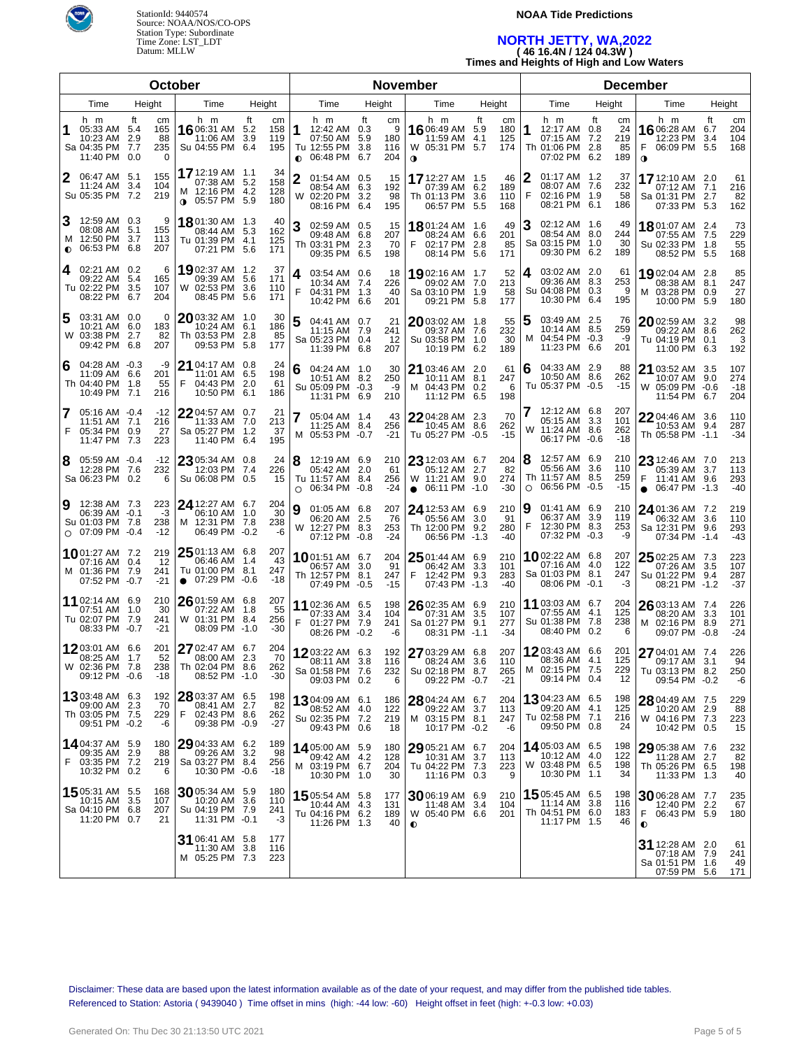StationId: 9440574
Source: NOAA/NOS/CO-OPS
Station Type: Subordinate
Time Zone: LST_LDT
Datum: MLLW

**NOAA Tide Predictions**

# NORTH JETTY, WA,2022

**( 46 16.4N / 124 04.3W )**

**Times and Heights of High and Low Waters**

## October

| Date | Day | Time (h m) | Height (ft) | Height (cm) |
|---|---|---|---|---|
| 1 | Sa | 05:33 AM | 5.4 | 165 |
| | | 10:23 AM | 2.9 | 88 |
| | | 04:35 PM | 7.7 | 235 |
| | | 11:40 PM | 0.0 | 0 |
| 2 | Su | 06:47 AM | 5.1 | 155 |
| | | 11:24 AM | 3.4 | 104 |
| | | 05:35 PM | 7.2 | 219 |
| 3 | M ◐ | 12:59 AM | 0.3 | 9 |
| | | 08:08 AM | 5.1 | 155 |
| | | 12:50 PM | 3.7 | 113 |
| | | 06:53 PM | 6.8 | 207 |
| 4 | Tu | 02:21 AM | 0.2 | 6 |
| | | 09:22 AM | 5.4 | 165 |
| | | 02:22 PM | 3.5 | 107 |
| | | 08:22 PM | 6.7 | 204 |
| 5 | W | 03:31 AM | 0.0 | 0 |
| | | 10:21 AM | 6.0 | 183 |
| | | 03:38 PM | 2.7 | 82 |
| | | 09:42 PM | 6.8 | 207 |
| 6 | Th | 04:28 AM | -0.3 | -9 |
| | | 11:09 AM | 6.6 | 201 |
| | | 04:40 PM | 1.8 | 55 |
| | | 10:49 PM | 7.1 | 216 |
| 7 | F | 05:16 AM | -0.4 | -12 |
| | | 11:51 AM | 7.1 | 216 |
| | | 05:34 PM | 0.9 | 27 |
| | | 11:47 PM | 7.3 | 223 |
| 8 | Sa | 05:59 AM | -0.4 | -12 |
| | | 12:28 PM | 7.6 | 232 |
| | | 06:23 PM | 0.2 | 6 |
| 9 | Su ○ | 12:38 AM | 7.3 | 223 |
| | | 06:39 AM | -0.1 | -3 |
| | | 01:03 PM | 7.8 | 238 |
| | | 07:09 PM | -0.4 | -12 |
| 10 | M | 01:27 AM | 7.2 | 219 |
| | | 07:16 AM | 0.4 | 12 |
| | | 01:36 PM | 7.9 | 241 |
| | | 07:52 PM | -0.7 | -21 |
| 11 | Tu | 02:14 AM | 6.9 | 210 |
| | | 07:51 AM | 1.0 | 30 |
| | | 02:07 PM | 7.9 | 241 |
| | | 08:33 PM | -0.7 | -21 |
| 12 | W | 03:01 AM | 6.6 | 201 |
| | | 08:25 AM | 1.7 | 52 |
| | | 02:36 PM | 7.8 | 238 |
| | | 09:12 PM | -0.6 | -18 |
| 13 | Th | 03:48 AM | 6.3 | 192 |
| | | 09:00 AM | 2.3 | 70 |
| | | 03:05 PM | 7.5 | 229 |
| | | 09:51 PM | -0.2 | -6 |
| 14 | F | 04:37 AM | 5.9 | 180 |
| | | 09:35 AM | 2.9 | 88 |
| | | 03:35 PM | 7.2 | 219 |
| | | 10:32 PM | 0.2 | 6 |
| 15 | Sa | 05:31 AM | 5.5 | 168 |
| | | 10:15 AM | 3.5 | 107 |
| | | 04:10 PM | 6.8 | 207 |
| | | 11:20 PM | 0.7 | 21 |
| 16 | Su | 06:31 AM | 5.2 | 158 |
| | | 11:06 AM | 3.9 | 119 |
| | | 04:55 PM | 6.4 | 195 |
| 17 | M ◑ | 12:19 AM | 1.1 | 34 |
| | | 07:38 AM | 5.2 | 158 |
| | | 12:16 PM | 4.2 | 128 |
| | | 05:57 PM | 5.9 | 180 |
| 18 | Tu | 01:30 AM | 1.3 | 40 |
| | | 08:44 AM | 5.3 | 162 |
| | | 01:39 PM | 4.1 | 125 |
| | | 07:21 PM | 5.6 | 171 |
| 19 | W | 02:37 AM | 1.2 | 37 |
| | | 09:39 AM | 5.6 | 171 |
| | | 02:53 PM | 3.6 | 110 |
| | | 08:45 PM | 5.6 | 171 |
| 20 | Th | 03:32 AM | 1.0 | 30 |
| | | 10:24 AM | 6.1 | 186 |
| | | 03:53 PM | 2.8 | 85 |
| | | 09:53 PM | 5.8 | 177 |
| 21 | F | 04:17 AM | 0.8 | 24 |
| | | 11:01 AM | 6.5 | 198 |
| | | 04:43 PM | 2.0 | 61 |
| | | 10:50 PM | 6.1 | 186 |
| 22 | Sa | 04:57 AM | 0.7 | 21 |
| | | 11:33 AM | 7.0 | 213 |
| | | 05:27 PM | 1.2 | 37 |
| | | 11:40 PM | 6.4 | 195 |
| 23 | Su | 05:34 AM | 0.8 | 24 |
| | | 12:03 PM | 7.4 | 226 |
| | | 06:08 PM | 0.5 | 15 |
| 24 | M | 12:27 AM | 6.7 | 204 |
| | | 06:10 AM | 1.0 | 30 |
| | | 12:31 PM | 7.8 | 238 |
| | | 06:49 PM | -0.2 | -6 |
| 25 | Tu ● | 01:13 AM | 6.8 | 207 |
| | | 06:46 AM | 1.4 | 43 |
| | | 01:00 PM | 8.1 | 247 |
| | | 07:29 PM | -0.6 | -18 |
| 26 | W | 01:59 AM | 6.8 | 207 |
| | | 07:22 AM | 1.8 | 55 |
| | | 01:31 PM | 8.4 | 256 |
| | | 08:09 PM | -1.0 | -30 |
| 27 | Th | 02:47 AM | 6.7 | 204 |
| | | 08:00 AM | 2.3 | 70 |
| | | 02:04 PM | 8.6 | 262 |
| | | 08:52 PM | -1.0 | -30 |
| 28 | F | 03:37 AM | 6.5 | 198 |
| | | 08:41 AM | 2.7 | 82 |
| | | 02:43 PM | 8.6 | 262 |
| | | 09:38 PM | -0.9 | -27 |
| 29 | Sa | 04:33 AM | 6.2 | 189 |
| | | 09:26 AM | 3.2 | 98 |
| | | 03:27 PM | 8.4 | 256 |
| | | 10:30 PM | -0.6 | -18 |
| 30 | Su | 05:34 AM | 5.9 | 180 |
| | | 10:20 AM | 3.6 | 110 |
| | | 04:19 PM | 7.9 | 241 |
| | | 11:31 PM | -0.1 | -3 |
| 31 | M | 06:41 AM | 5.8 | 177 |
| | | 11:30 AM | 3.8 | 116 |
| | | 05:25 PM | 7.3 | 223 |

## November

| Date | Day | Time (h m) | Height (ft) | Height (cm) |
|---|---|---|---|---|
| 1 | Tu ◐ | 12:42 AM | 0.3 | 9 |
| | | 07:50 AM | 5.9 | 180 |
| | | 12:55 PM | 3.8 | 116 |
| | | 06:48 PM | 6.7 | 204 |
| 2 | W | 01:54 AM | 0.5 | 15 |
| | | 08:54 AM | 6.3 | 192 |
| | | 02:20 PM | 3.2 | 98 |
| | | 08:16 PM | 6.4 | 195 |
| 3 | Th | 02:59 AM | 0.5 | 15 |
| | | 09:48 AM | 6.8 | 207 |
| | | 03:31 PM | 2.3 | 70 |
| | | 09:35 PM | 6.5 | 198 |
| 4 | F | 03:54 AM | 0.6 | 18 |
| | | 10:34 AM | 7.4 | 226 |
| | | 04:31 PM | 1.3 | 40 |
| | | 10:42 PM | 6.6 | 201 |
| 5 | Sa | 04:41 AM | 0.7 | 21 |
| | | 11:15 AM | 7.9 | 241 |
| | | 05:23 PM | 0.4 | 12 |
| | | 11:39 PM | 6.8 | 207 |
| 6 | Su | 04:24 AM | 1.0 | 30 |
| | | 10:51 AM | 8.2 | 250 |
| | | 05:09 PM | -0.3 | -9 |
| | | 11:31 PM | 6.9 | 210 |
| 7 | M | 05:04 AM | 1.4 | 43 |
| | | 11:25 AM | 8.4 | 256 |
| | | 05:53 PM | -0.7 | -21 |
| 8 | Tu ○ | 12:19 AM | 6.9 | 210 |
| | | 05:42 AM | 2.0 | 61 |
| | | 11:57 AM | 8.4 | 256 |
| | | 06:34 PM | -0.8 | -24 |
| 9 | W | 01:05 AM | 6.8 | 207 |
| | | 06:20 AM | 2.5 | 76 |
| | | 12:27 PM | 8.3 | 253 |
| | | 07:12 PM | -0.8 | -24 |
| 10 | Th | 01:51 AM | 6.7 | 204 |
| | | 06:57 AM | 3.0 | 91 |
| | | 12:57 PM | 8.1 | 247 |
| | | 07:49 PM | -0.5 | -15 |
| 11 | F | 02:36 AM | 6.5 | 198 |
| | | 07:33 AM | 3.4 | 104 |
| | | 01:27 PM | 7.9 | 241 |
| | | 08:26 PM | -0.2 | -6 |
| 12 | Sa | 03:22 AM | 6.3 | 192 |
| | | 08:11 AM | 3.8 | 116 |
| | | 01:58 PM | 7.6 | 232 |
| | | 09:03 PM | 0.2 | 6 |
| 13 | Su | 04:09 AM | 6.1 | 186 |
| | | 08:52 AM | 4.0 | 122 |
| | | 02:35 PM | 7.2 | 219 |
| | | 09:43 PM | 0.6 | 18 |
| 14 | M | 05:00 AM | 5.9 | 180 |
| | | 09:42 AM | 4.2 | 128 |
| | | 03:19 PM | 6.7 | 204 |
| | | 10:30 PM | 1.0 | 30 |
| 15 | Tu | 05:54 AM | 5.8 | 177 |
| | | 10:44 AM | 4.3 | 131 |
| | | 04:16 PM | 6.2 | 189 |
| | | 11:26 PM | 1.3 | 40 |
| 16 | W ◑ | 06:49 AM | 5.9 | 180 |
| | | 11:59 AM | 4.1 | 125 |
| | | 05:31 PM | 5.7 | 174 |
| 17 | Th | 12:27 AM | 1.5 | 46 |
| | | 07:39 AM | 6.2 | 189 |
| | | 01:13 PM | 3.6 | 110 |
| | | 06:57 PM | 5.5 | 168 |
| 18 | F | 01:24 AM | 1.6 | 49 |
| | | 08:24 AM | 6.6 | 201 |
| | | 02:17 PM | 2.8 | 85 |
| | | 08:14 PM | 5.6 | 171 |
| 19 | Sa | 02:16 AM | 1.7 | 52 |
| | | 09:02 AM | 7.0 | 213 |
| | | 03:10 PM | 1.9 | 58 |
| | | 09:21 PM | 5.8 | 177 |
| 20 | Su | 03:02 AM | 1.8 | 55 |
| | | 09:37 AM | 7.6 | 232 |
| | | 03:58 PM | 1.0 | 30 |
| | | 10:19 PM | 6.2 | 189 |
| 21 | M | 03:46 AM | 2.0 | 61 |
| | | 10:11 AM | 8.1 | 247 |
| | | 04:43 PM | 0.2 | 6 |
| | | 11:12 PM | 6.5 | 198 |
| 22 | Tu | 04:28 AM | 2.3 | 70 |
| | | 10:45 AM | 8.6 | 262 |
| | | 05:27 PM | -0.5 | -15 |
| 23 | W ● | 12:03 AM | 6.7 | 204 |
| | | 05:12 AM | 2.7 | 82 |
| | | 11:21 AM | 9.0 | 274 |
| | | 06:11 PM | -1.0 | -30 |
| 24 | Th | 12:53 AM | 6.9 | 210 |
| | | 05:56 AM | 3.0 | 91 |
| | | 12:00 PM | 9.2 | 280 |
| | | 06:56 PM | -1.3 | -40 |
| 25 | F | 01:44 AM | 6.9 | 210 |
| | | 06:42 AM | 3.3 | 101 |
| | | 12:42 PM | 9.3 | 283 |
| | | 07:43 PM | -1.3 | -40 |
| 26 | Sa | 02:35 AM | 6.9 | 210 |
| | | 07:31 AM | 3.5 | 107 |
| | | 01:27 PM | 9.1 | 277 |
| | | 08:31 PM | -1.1 | -34 |
| 27 | Su | 03:29 AM | 6.8 | 207 |
| | | 08:24 AM | 3.6 | 110 |
| | | 02:18 PM | 8.7 | 265 |
| | | 09:22 PM | -0.7 | -21 |
| 28 | M | 04:24 AM | 6.7 | 204 |
| | | 09:22 AM | 3.7 | 113 |
| | | 03:15 PM | 8.1 | 247 |
| | | 10:17 PM | -0.2 | -6 |
| 29 | Tu | 05:21 AM | 6.7 | 204 |
| | | 10:31 AM | 3.7 | 113 |
| | | 04:22 PM | 7.3 | 223 |
| | | 11:16 PM | 0.3 | 9 |
| 30 | W ◐ | 06:19 AM | 6.9 | 210 |
| | | 11:48 AM | 3.4 | 104 |
| | | 05:40 PM | 6.6 | 201 |

## December

| Date | Day | Time (h m) | Height (ft) | Height (cm) |
|---|---|---|---|---|
| 1 | Th | 12:17 AM | 0.8 | 24 |
| | | 07:15 AM | 7.2 | 219 |
| | | 01:06 PM | 2.8 | 85 |
| | | 07:02 PM | 6.2 | 189 |
| 2 | F | 01:17 AM | 1.2 | 37 |
| | | 08:07 AM | 7.6 | 232 |
| | | 02:16 PM | 1.9 | 58 |
| | | 08:21 PM | 6.1 | 186 |
| 3 | Sa | 02:12 AM | 1.6 | 49 |
| | | 08:54 AM | 8.0 | 244 |
| | | 03:15 PM | 1.0 | 30 |
| | | 09:30 PM | 6.2 | 189 |
| 4 | Su | 03:02 AM | 2.0 | 61 |
| | | 09:36 AM | 8.3 | 253 |
| | | 04:08 PM | 0.3 | 9 |
| | | 10:30 PM | 6.4 | 195 |
| 5 | M | 03:49 AM | 2.5 | 76 |
| | | 10:14 AM | 8.5 | 259 |
| | | 04:54 PM | -0.3 | -9 |
| | | 11:23 PM | 6.6 | 201 |
| 6 | Tu | 04:33 AM | 2.9 | 88 |
| | | 10:50 AM | 8.6 | 262 |
| | | 05:37 PM | -0.5 | -15 |
| 7 | W | 12:12 AM | 6.8 | 207 |
| | | 05:15 AM | 3.3 | 101 |
| | | 11:24 AM | 8.6 | 262 |
| | | 06:17 PM | -0.6 | -18 |
| 8 | Th ○ | 12:57 AM | 6.9 | 210 |
| | | 05:56 AM | 3.6 | 110 |
| | | 11:57 AM | 8.5 | 259 |
| | | 06:56 PM | -0.5 | -15 |
| 9 | F | 01:41 AM | 6.9 | 210 |
| | | 06:37 AM | 3.9 | 119 |
| | | 12:30 PM | 8.3 | 253 |
| | | 07:32 PM | -0.3 | -9 |
| 10 | Sa | 02:22 AM | 6.8 | 207 |
| | | 07:16 AM | 4.0 | 122 |
| | | 01:03 PM | 8.1 | 247 |
| | | 08:06 PM | -0.1 | -3 |
| 11 | Su | 03:03 AM | 6.7 | 204 |
| | | 07:55 AM | 4.1 | 125 |
| | | 01:38 PM | 7.8 | 238 |
| | | 08:40 PM | 0.2 | 6 |
| 12 | M | 03:43 AM | 6.6 | 201 |
| | | 08:36 AM | 4.1 | 125 |
| | | 02:15 PM | 7.5 | 229 |
| | | 09:14 PM | 0.4 | 12 |
| 13 | Tu | 04:23 AM | 6.5 | 198 |
| | | 09:20 AM | 4.1 | 125 |
| | | 02:58 PM | 7.1 | 216 |
| | | 09:50 PM | 0.8 | 24 |
| 14 | W | 05:03 AM | 6.5 | 198 |
| | | 10:12 AM | 4.0 | 122 |
| | | 03:48 PM | 6.5 | 198 |
| | | 10:30 PM | 1.1 | 34 |
| 15 | Th | 05:45 AM | 6.5 | 198 |
| | | 11:14 AM | 3.8 | 116 |
| | | 04:51 PM | 6.0 | 183 |
| | | 11:17 PM | 1.5 | 46 |
| 16 | F ◑ | 06:28 AM | 6.7 | 204 |
| | | 12:23 PM | 3.4 | 104 |
| | | 06:09 PM | 5.5 | 168 |
| 17 | Sa | 12:10 AM | 2.0 | 61 |
| | | 07:12 AM | 7.1 | 216 |
| | | 01:31 PM | 2.7 | 82 |
| | | 07:33 PM | 5.3 | 162 |
| 18 | Su | 01:07 AM | 2.4 | 73 |
| | | 07:55 AM | 7.5 | 229 |
| | | 02:33 PM | 1.8 | 55 |
| | | 08:52 PM | 5.5 | 168 |
| 19 | M | 02:04 AM | 2.8 | 85 |
| | | 08:38 AM | 8.1 | 247 |
| | | 03:28 PM | 0.9 | 27 |
| | | 10:00 PM | 5.9 | 180 |
| 20 | Tu | 02:59 AM | 3.2 | 98 |
| | | 09:22 AM | 8.6 | 262 |
| | | 04:19 PM | 0.1 | 3 |
| | | 11:00 PM | 6.3 | 192 |
| 21 | W | 03:52 AM | 3.5 | 107 |
| | | 10:07 AM | 9.0 | 274 |
| | | 05:09 PM | -0.6 | -18 |
| | | 11:54 PM | 6.7 | 204 |
| 22 | Th | 04:46 AM | 3.6 | 110 |
| | | 10:53 AM | 9.4 | 287 |
| | | 05:58 PM | -1.1 | -34 |
| 23 | F ● | 12:46 AM | 7.0 | 213 |
| | | 05:39 AM | 3.7 | 113 |
| | | 11:41 AM | 9.6 | 293 |
| | | 06:47 PM | -1.3 | -40 |
| 24 | Sa | 01:36 AM | 7.2 | 219 |
| | | 06:32 AM | 3.6 | 110 |
| | | 12:31 PM | 9.6 | 293 |
| | | 07:34 PM | -1.4 | -43 |
| 25 | Su | 02:25 AM | 7.3 | 223 |
| | | 07:26 AM | 3.5 | 107 |
| | | 01:22 PM | 9.4 | 287 |
| | | 08:21 PM | -1.2 | -37 |
| 26 | M | 03:13 AM | 7.4 | 226 |
| | | 08:20 AM | 3.3 | 101 |
| | | 02:16 PM | 8.9 | 271 |
| | | 09:07 PM | -0.8 | -24 |
| 27 | Tu | 04:01 AM | 7.4 | 226 |
| | | 09:17 AM | 3.1 | 94 |
| | | 03:13 PM | 8.2 | 250 |
| | | 09:54 PM | -0.2 | -6 |
| 28 | W | 04:49 AM | 7.5 | 229 |
| | | 10:20 AM | 2.9 | 88 |
| | | 04:16 PM | 7.3 | 223 |
| | | 10:42 PM | 0.5 | 15 |
| 29 | Th | 05:38 AM | 7.6 | 232 |
| | | 11:28 AM | 2.7 | 82 |
| | | 05:26 PM | 6.5 | 198 |
| | | 11:33 PM | 1.3 | 40 |
| 30 | F ◐ | 06:28 AM | 7.7 | 235 |
| | | 12:40 PM | 2.2 | 67 |
| | | 06:43 PM | 5.9 | 180 |
| 31 | Sa | 12:28 AM | 2.0 | 61 |
| | | 07:18 AM | 7.9 | 241 |
| | | 01:51 PM | 1.6 | 49 |
| | | 07:59 PM | 5.6 | 171 |

Disclaimer: These data are based upon the latest information available as of the date of your request, and may differ from the published tide tables.
Referenced to Station: Astoria ( 9439040 ) Time offset in mins (high: -44 low: -60) Height offset in feet (high: +-0.3 low: +0.03)

Generated On: Thu Dec 30 21:13:50 UTC 2021